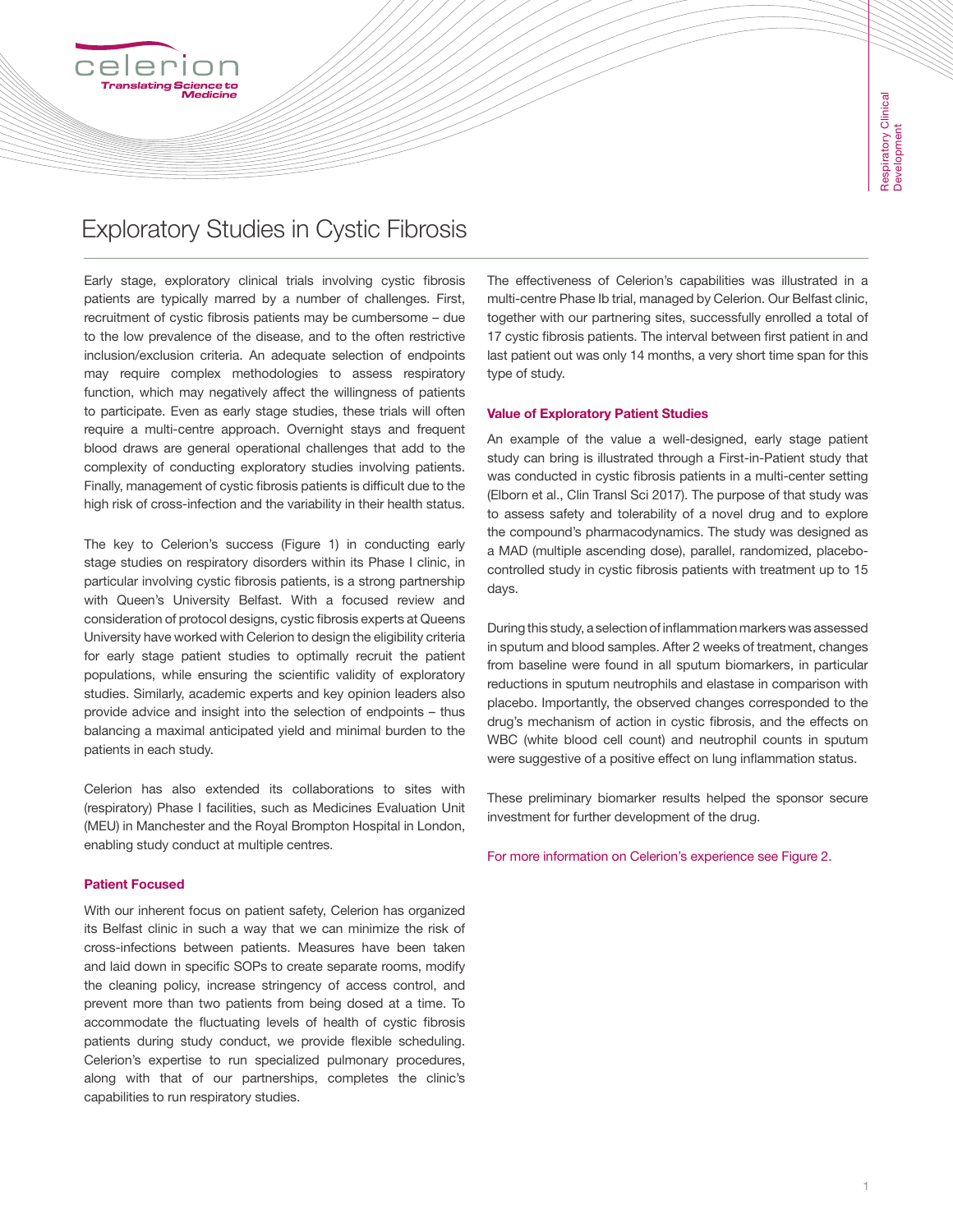# Exploratory Studies in Cystic Fibrosis

Early stage, exploratory clinical trials involving cystic fibrosis patients are typically marred by a number of challenges. First, recruitment of cystic fibrosis patients may be cumbersome – due to the low prevalence of the disease, and to the often restrictive inclusion/exclusion criteria. An adequate selection of endpoints may require complex methodologies to assess respiratory function, which may negatively affect the willingness of patients to participate. Even as early stage studies, these trials will often require a multi-centre approach. Overnight stays and frequent blood draws are general operational challenges that add to the complexity of conducting exploratory studies involving patients. Finally, management of cystic fibrosis patients is difficult due to the high risk of cross-infection and the variability in their health status.

The key to Celerion's success (Figure 1) in conducting early stage studies on respiratory disorders within its Phase I clinic, in particular involving cystic fibrosis patients, is a strong partnership with Queen's University Belfast. With a focused review and consideration of protocol designs, cystic fibrosis experts at Queens University have worked with Celerion to design the eligibility criteria for early stage patient studies to optimally recruit the patient populations, while ensuring the scientific validity of exploratory studies. Similarly, academic experts and key opinion leaders also provide advice and insight into the selection of endpoints – thus balancing a maximal anticipated yield and minimal burden to the patients in each study.

Celerion has also extended its collaborations to sites with (respiratory) Phase I facilities, such as Medicines Evaluation Unit (MEU) in Manchester and the Royal Brompton Hospital in London, enabling study conduct at multiple centres.

### Patient Focused

With our inherent focus on patient safety, Celerion has organized its Belfast clinic in such a way that we can minimize the risk of cross-infections between patients. Measures have been taken and laid down in specific SOPs to create separate rooms, modify the cleaning policy, increase stringency of access control, and prevent more than two patients from being dosed at a time. To accommodate the fluctuating levels of health of cystic fibrosis patients during study conduct, we provide flexible scheduling. Celerion's expertise to run specialized pulmonary procedures, along with that of our partnerships, completes the clinic's capabilities to run respiratory studies.

The effectiveness of Celerion's capabilities was illustrated in a multi-centre Phase Ib trial, managed by Celerion. Our Belfast clinic, together with our partnering sites, successfully enrolled a total of 17 cystic fibrosis patients. The interval between first patient in and last patient out was only 14 months, a very short time span for this type of study.

### Value of Exploratory Patient Studies

An example of the value a well-designed, early stage patient study can bring is illustrated through a First-in-Patient study that was conducted in cystic fibrosis patients in a multi-center setting (Elborn et al., Clin Transl Sci 2017). The purpose of that study was to assess safety and tolerability of a novel drug and to explore the compound's pharmacodynamics. The study was designed as a MAD (multiple ascending dose), parallel, randomized, placebo-controlled study in cystic fibrosis patients with treatment up to 15 days.

During this study, a selection of inflammation markers was assessed in sputum and blood samples. After 2 weeks of treatment, changes from baseline were found in all sputum biomarkers, in particular reductions in sputum neutrophils and elastase in comparison with placebo. Importantly, the observed changes corresponded to the drug's mechanism of action in cystic fibrosis, and the effects on WBC (white blood cell count) and neutrophil counts in sputum were suggestive of a positive effect on lung inflammation status.

These preliminary biomarker results helped the sponsor secure investment for further development of the drug.

For more information on Celerion's experience see Figure 2.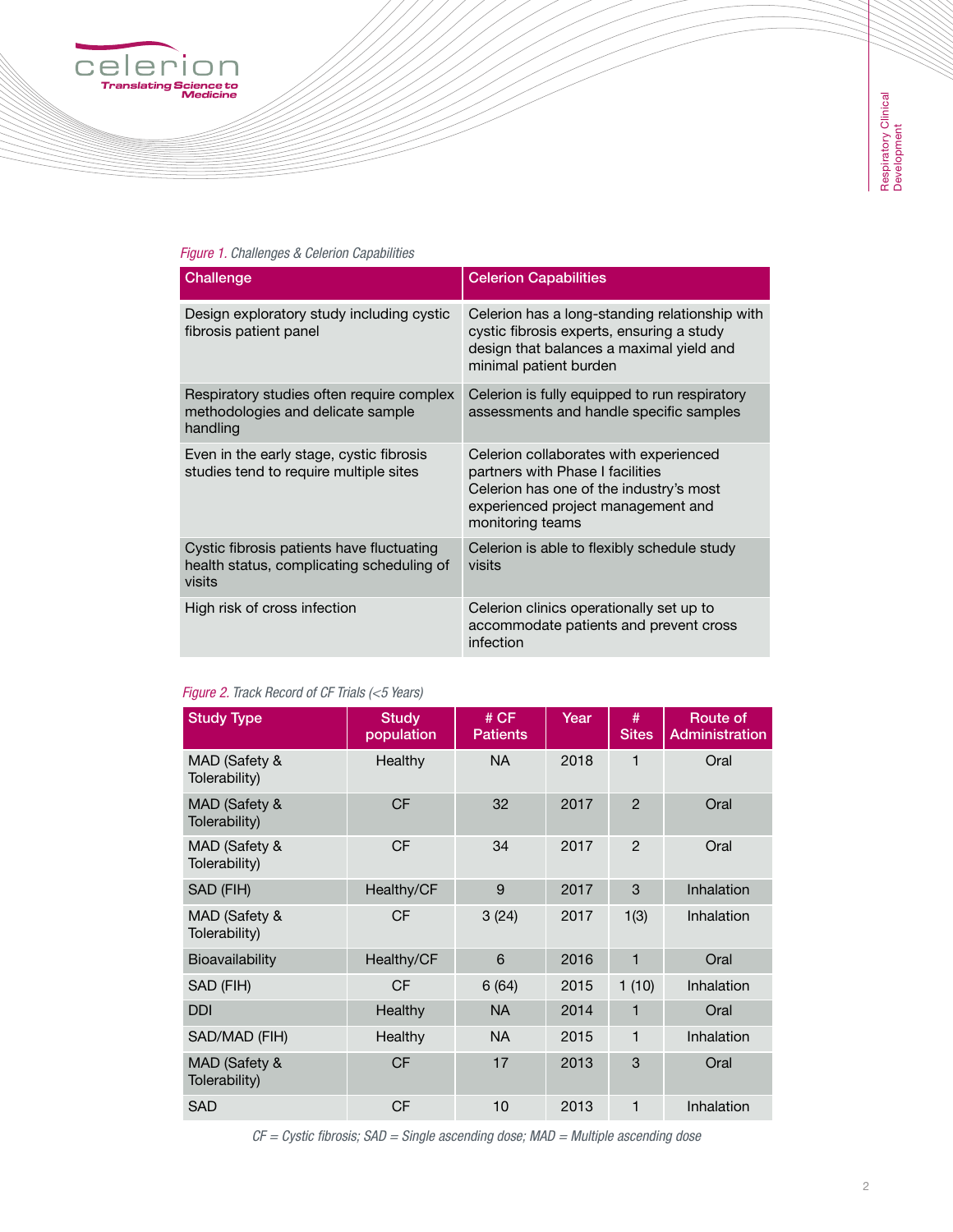*Figure 1. Challenges & Celerion Capabilities*

| Challenge | Celerion Capabilities |
|---|---|
| Design exploratory study including cystic fibrosis patient panel | Celerion has a long-standing relationship with cystic fibrosis experts, ensuring a study design that balances a maximal yield and minimal patient burden |
| Respiratory studies often require complex methodologies and delicate sample handling | Celerion is fully equipped to run respiratory assessments and handle specific samples |
| Even in the early stage, cystic fibrosis studies tend to require multiple sites | Celerion collaborates with experienced partners with Phase I facilities<br>Celerion has one of the industry's most experienced project management and monitoring teams |
| Cystic fibrosis patients have fluctuating health status, complicating scheduling of visits | Celerion is able to flexibly schedule study visits |
| High risk of cross infection | Celerion clinics operationally set up to accommodate patients and prevent cross infection |

*Figure 2. Track Record of CF Trials (<5 Years)*

| Study Type | Study population | # CF Patients | Year | # Sites | Route of Administration |
|---|---|---|---|---|---|
| MAD (Safety & Tolerability) | Healthy | NA | 2018 | 1 | Oral |
| MAD (Safety & Tolerability) | CF | 32 | 2017 | 2 | Oral |
| MAD (Safety & Tolerability) | CF | 34 | 2017 | 2 | Oral |
| SAD (FIH) | Healthy/CF | 9 | 2017 | 3 | Inhalation |
| MAD (Safety & Tolerability) | CF | 3 (24) | 2017 | 1(3) | Inhalation |
| Bioavailability | Healthy/CF | 6 | 2016 | 1 | Oral |
| SAD (FIH) | CF | 6 (64) | 2015 | 1 (10) | Inhalation |
| DDI | Healthy | NA | 2014 | 1 | Oral |
| SAD/MAD (FIH) | Healthy | NA | 2015 | 1 | Inhalation |
| MAD (Safety & Tolerability) | CF | 17 | 2013 | 3 | Oral |
| SAD | CF | 10 | 2013 | 1 | Inhalation |

*CF = Cystic fibrosis; SAD = Single ascending dose; MAD = Multiple ascending dose*